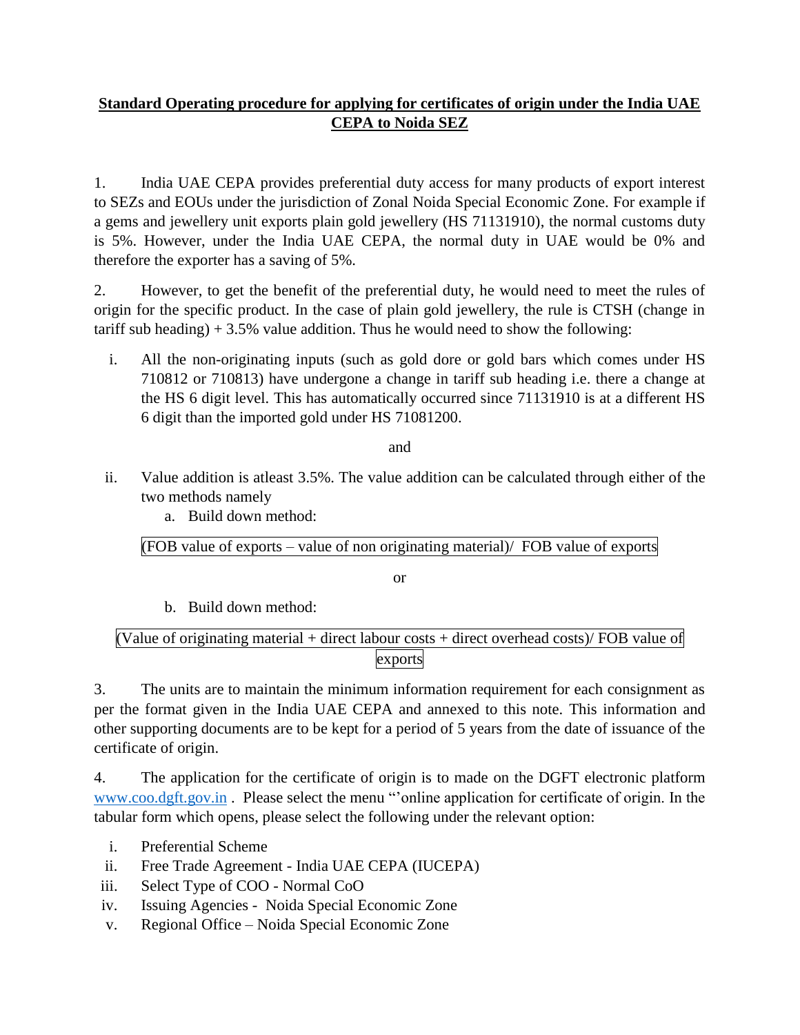# Standard Operating procedure for applying for certificates of origin under the India UAE CEPA to Noida SEZ

1. India UAE CEPA provides preferential duty access for many products of export interest to SEZs and EOUs under the jurisdiction of Zonal Noida Special Economic Zone. For example if a gems and jewellery unit exports plain gold jewellery (HS 71131910), the normal customs duty is 5%. However, under the India UAE CEPA, the normal duty in UAE would be 0% and therefore the exporter has a saving of 5%.

2. However, to get the benefit of the preferential duty, he would need to meet the rules of origin for the specific product. In the case of plain gold jewellery, the rule is CTSH (change in tariff sub heading) + 3.5% value addition. Thus he would need to show the following:

   i. All the non-originating inputs (such as gold dore or gold bars which comes under HS 710812 or 710813) have undergone a change in tariff sub heading i.e. there a change at the HS 6 digit level. This has automatically occurred since 71131910 is at a different HS 6 digit than the imported gold under HS 71081200.

   and

   ii. Value addition is atleast 3.5%. The value addition can be calculated through either of the two methods namely

      a. Build down method:

      (FOB value of exports – value of non originating material)/ FOB value of exports

      or

      b. Build down method:

      (Value of originating material + direct labour costs + direct overhead costs)/ FOB value of exports

3. The units are to maintain the minimum information requirement for each consignment as per the format given in the India UAE CEPA and annexed to this note. This information and other supporting documents are to be kept for a period of 5 years from the date of issuance of the certificate of origin.

4. The application for the certificate of origin is to made on the DGFT electronic platform www.coo.dgft.gov.in . Please select the menu "'online application for certificate of origin. In the tabular form which opens, please select the following under the relevant option:

   i. Preferential Scheme
   ii. Free Trade Agreement - India UAE CEPA (IUCEPA)
   iii. Select Type of COO - Normal CoO
   iv. Issuing Agencies - Noida Special Economic Zone
   v. Regional Office – Noida Special Economic Zone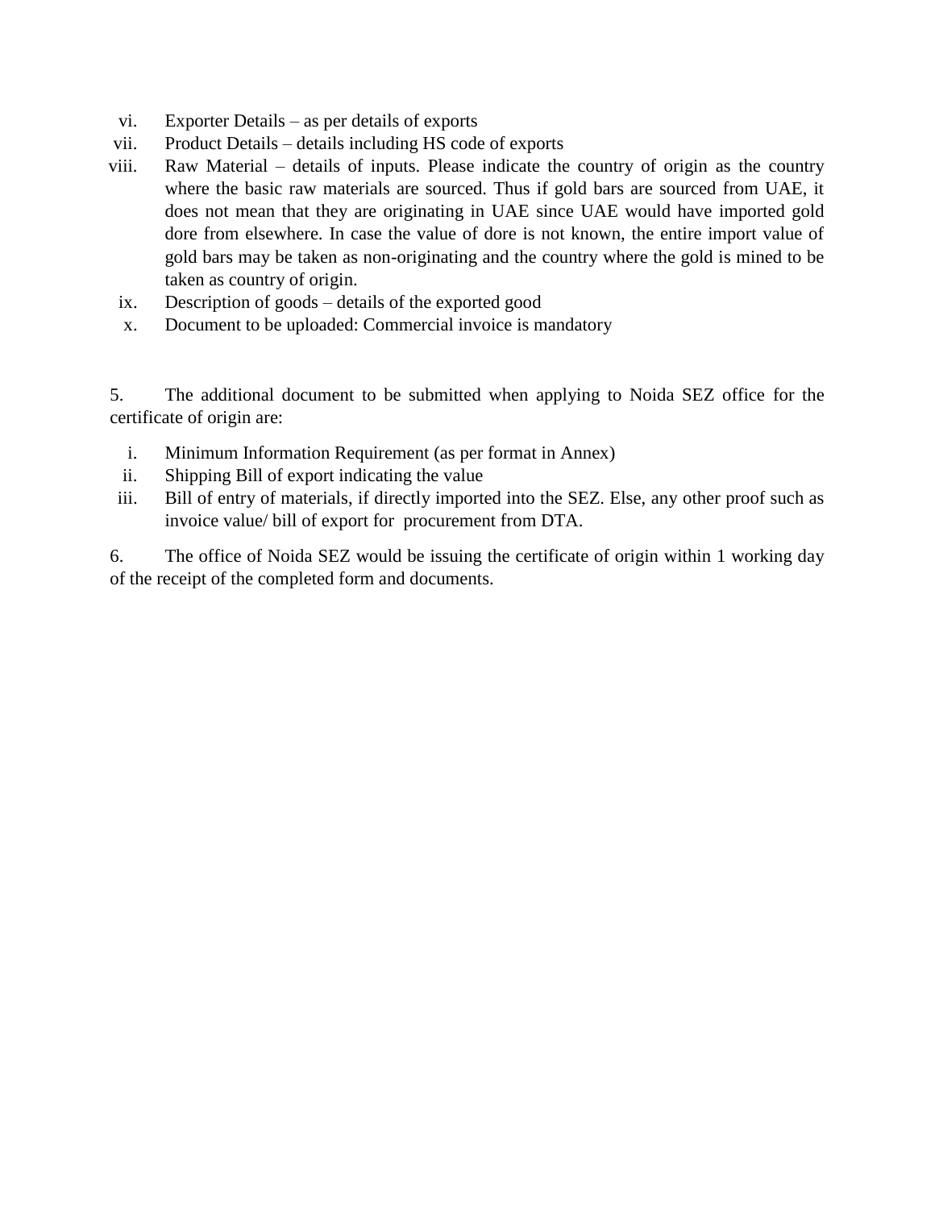vi. Exporter Details – as per details of exports

vii. Product Details – details including HS code of exports

viii. Raw Material – details of inputs. Please indicate the country of origin as the country where the basic raw materials are sourced. Thus if gold bars are sourced from UAE, it does not mean that they are originating in UAE since UAE would have imported gold dore from elsewhere. In case the value of dore is not known, the entire import value of gold bars may be taken as non-originating and the country where the gold is mined to be taken as country of origin.

ix. Description of goods – details of the exported good

x. Document to be uploaded: Commercial invoice is mandatory

5. The additional document to be submitted when applying to Noida SEZ office for the certificate of origin are:

i. Minimum Information Requirement (as per format in Annex)

ii. Shipping Bill of export indicating the value

iii. Bill of entry of materials, if directly imported into the SEZ. Else, any other proof such as invoice value/ bill of export for procurement from DTA.

6. The office of Noida SEZ would be issuing the certificate of origin within 1 working day of the receipt of the completed form and documents.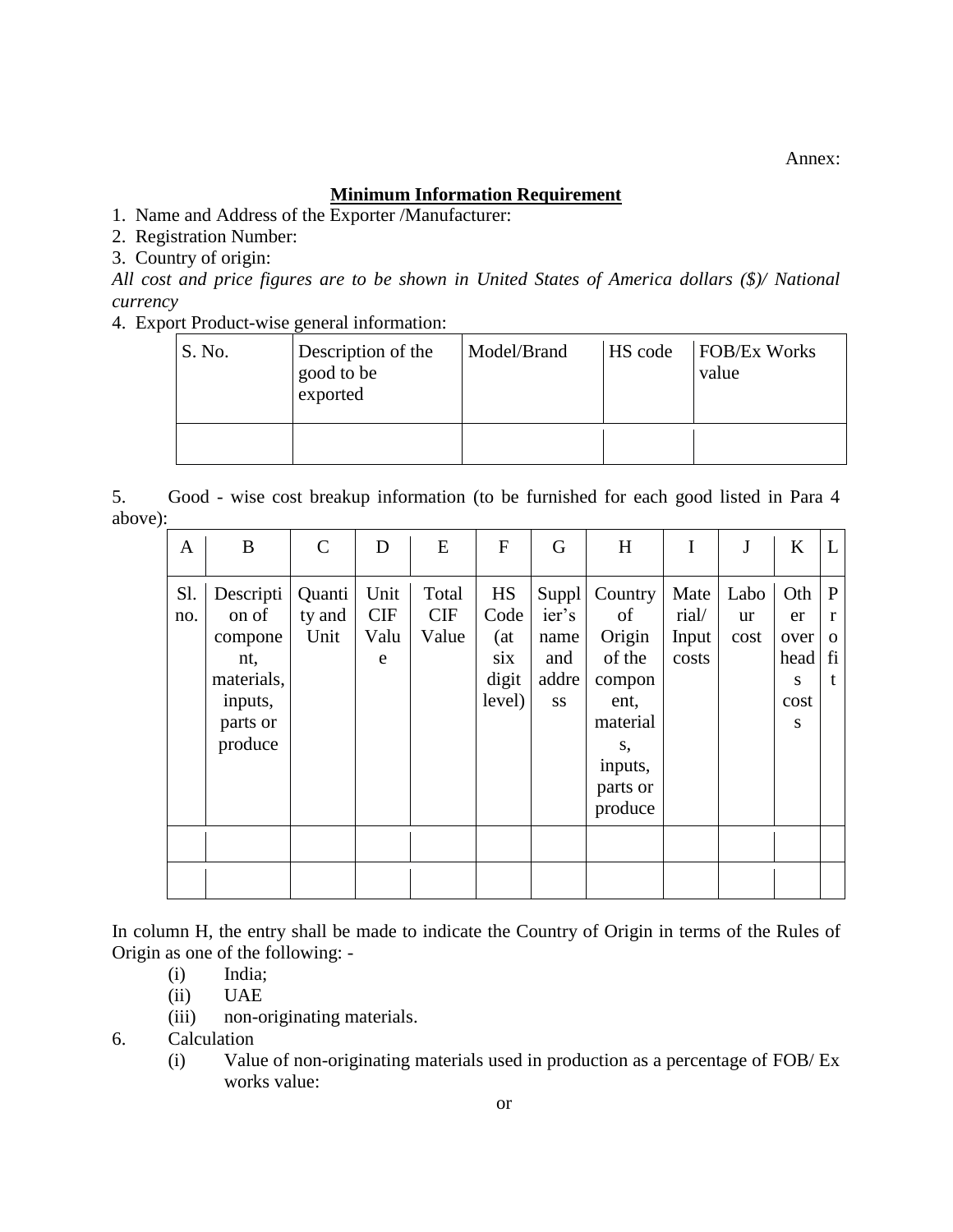Annex:

**Minimum Information Requirement**

1. Name and Address of the Exporter /Manufacturer:
2. Registration Number:
3. Country of origin:

*All cost and price figures are to be shown in United States of America dollars ($)/ National currency*

4. Export Product-wise general information:

| S. No. | Description of the good to be exported | Model/Brand | HS code | FOB/Ex Works value |
|---|---|---|---|---|
| | | | | |

5. Good - wise cost breakup information (to be furnished for each good listed in Para 4 above):

| A | B | C | D | E | F | G | H | I | J | K | L |
|---|---|---|---|---|---|---|---|---|---|---|---|
| Sl. no. | Description of component, materials, inputs, parts or produce | Quantity and Unit | Unit CIF Value | Total CIF Value | HS Code (at six digit level) | Supplier's name and address | Country of Origin of the component, materials, inputs, parts or produce | Material/ Input costs | Labour cost | Other overheads costs | Profit |
| | | | | | | | | | | | |
| | | | | | | | | | | | |

In column H, the entry shall be made to indicate the Country of Origin in terms of the Rules of Origin as one of the following: -

(i) India;

(ii) UAE

(iii) non-originating materials.

6. Calculation

(i) Value of non-originating materials used in production as a percentage of FOB/ Ex works value:

or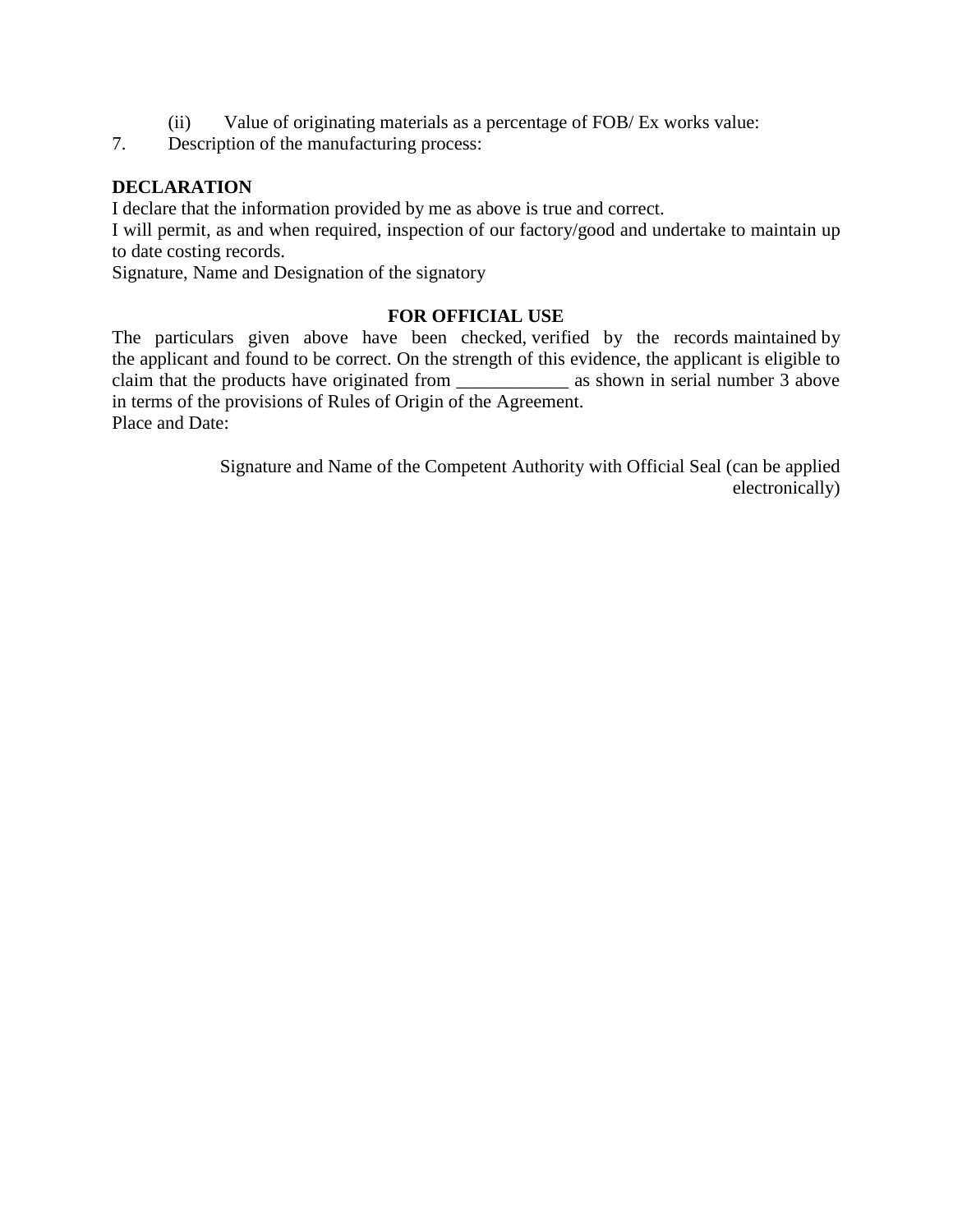(ii) Value of originating materials as a percentage of FOB/ Ex works value:

7. Description of the manufacturing process:

**DECLARATION**

I declare that the information provided by me as above is true and correct.

I will permit, as and when required, inspection of our factory/good and undertake to maintain up to date costing records.

Signature, Name and Designation of the signatory

**FOR OFFICIAL USE**

The particulars given above have been checked, verified by the records maintained by the applicant and found to be correct. On the strength of this evidence, the applicant is eligible to claim that the products have originated from ____________ as shown in serial number 3 above in terms of the provisions of Rules of Origin of the Agreement.

Place and Date:

Signature and Name of the Competent Authority with Official Seal (can be applied electronically)